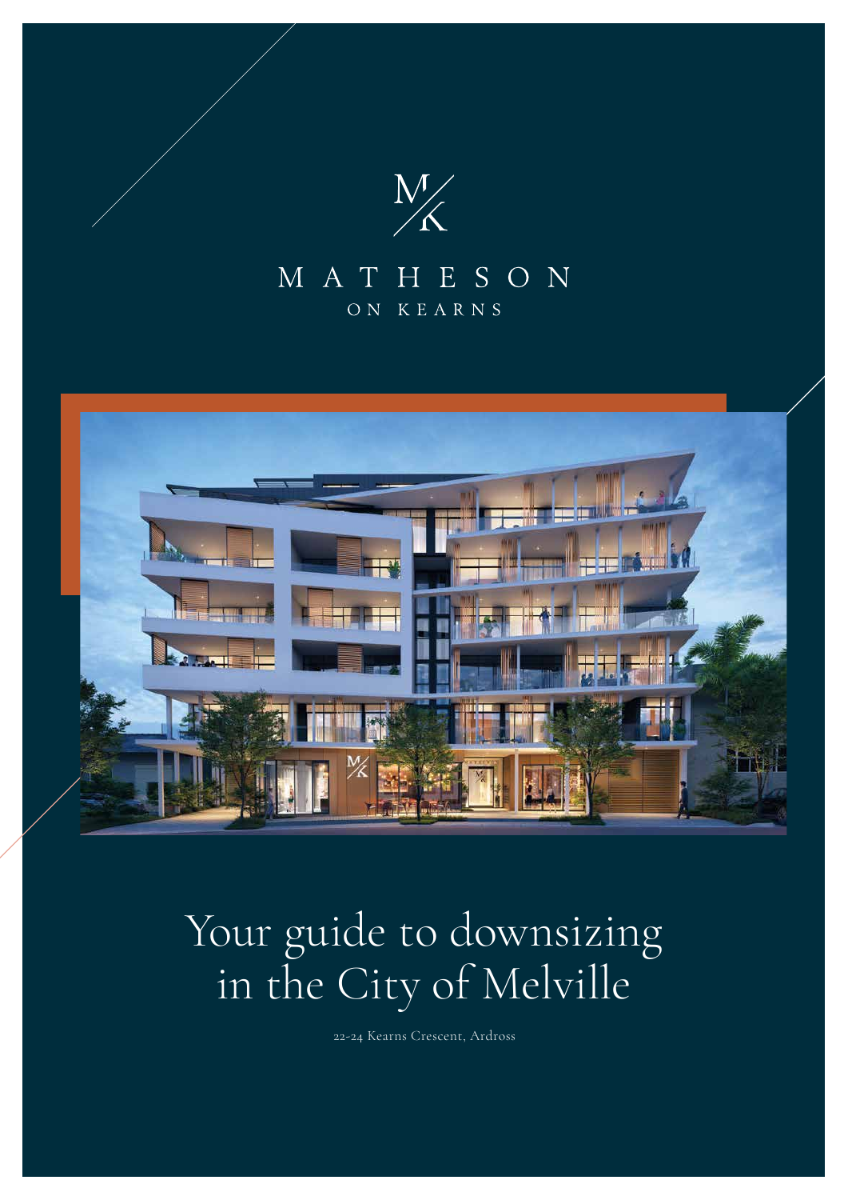M/K

# MATHESON

ON KEARNS

# Your guide to downsizing in the City of Melville

22-24 Kearns Crescent, Ardross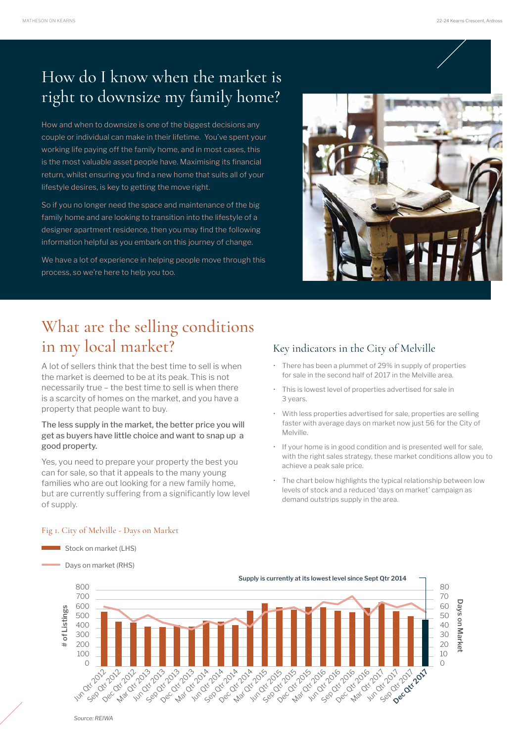# How do I know when the market is right to downsize my family home?

How and when to downsize is one of the biggest decisions any couple or individual can make in their lifetime. You've spent your working life paying off the family home, and in most cases, this is the most valuable asset people have. Maximising its financial return, whilst ensuring you find a new home that suits all of your lifestyle desires, is key to getting the move right.

So if you no longer need the space and maintenance of the big family home and are looking to transition into the lifestyle of a designer apartment residence, then you may find the following information helpful as you embark on this journey of change.

We have a lot of experience in helping people move through this process, so we're here to help you too.

## What are the selling conditions in my local market?

A lot of sellers think that the best time to sell is when the market is deemed to be at its peak. This is not necessarily true – the best time to sell is when there is a scarcity of homes on the market, and you have a property that people want to buy.

**The less supply in the market, the better price you will get as buyers have little choice and want to snap up a good property.**

Yes, you need to prepare your property the best you can for sale, so that it appeals to the many young families who are out looking for a new family home, but are currently suffering from a significantly low level of supply.

### Key indicators in the City of Melville

- There has been a plummet of 29% in supply of properties for sale in the second half of 2017 in the Melville area.
- This is lowest level of properties advertised for sale in 3 years.
- With less properties advertised for sale, properties are selling faster with average days on market now just 56 for the City of Melville.
- If your home is in good condition and is presented well for sale, with the right sales strategy, these market conditions allow you to achieve a peak sale price.
- The chart below highlights the typical relationship between low levels of stock and a reduced 'days on market' campaign as demand outstrips supply in the area.

Fig 1. City of Melville - Days on Market

Stock on market (LHS)

Days on market (RHS)

Supply is currently at its lowest level since Sept Qtr 2014

*Source: REIWA*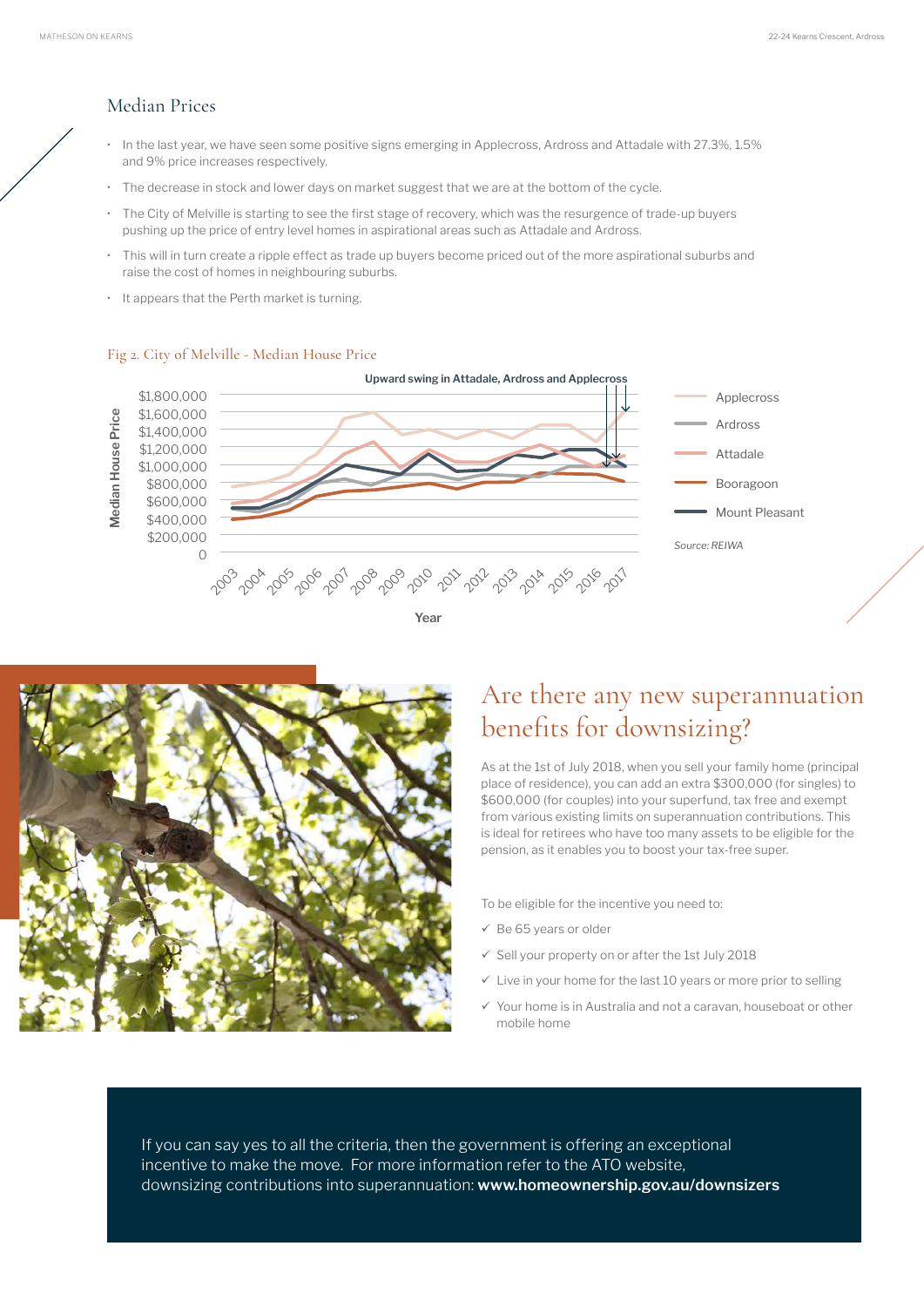## Median Prices

- In the last year, we have seen some positive signs emerging in Applecross, Ardross and Attadale with 27.3%, 1.5% and 9% price increases respectively.
- The decrease in stock and lower days on market suggest that we are at the bottom of the cycle.
- The City of Melville is starting to see the first stage of recovery, which was the resurgence of trade-up buyers pushing up the price of entry level homes in aspirational areas such as Attadale and Ardross.
- This will in turn create a ripple effect as trade up buyers become priced out of the more aspirational suburbs and raise the cost of homes in neighbouring suburbs.
- It appears that the Perth market is turning.

Fig 2. City of Melville - Median House Price

Upward swing in Attadale, Ardross and Applecross

Source: REIWA

## Are there any new superannuation benefits for downsizing?

As at the 1st of July 2018, when you sell your family home (principal place of residence), you can add an extra $300,000 (for singles) to $600,000 (for couples) into your superfund, tax free and exempt from various existing limits on superannuation contributions. This is ideal for retirees who have too many assets to be eligible for the pension, as it enables you to boost your tax-free super.

To be eligible for the incentive you need to:

- ✓ Be 65 years or older
- ✓ Sell your property on or after the 1st July 2018
- ✓ Live in your home for the last 10 years or more prior to selling
- ✓ Your home is in Australia and not a caravan, houseboat or other mobile home

If you can say yes to all the criteria, then the government is offering an exceptional incentive to make the move. For more information refer to the ATO website, downsizing contributions into superannuation: **www.homeownership.gov.au/downsizers**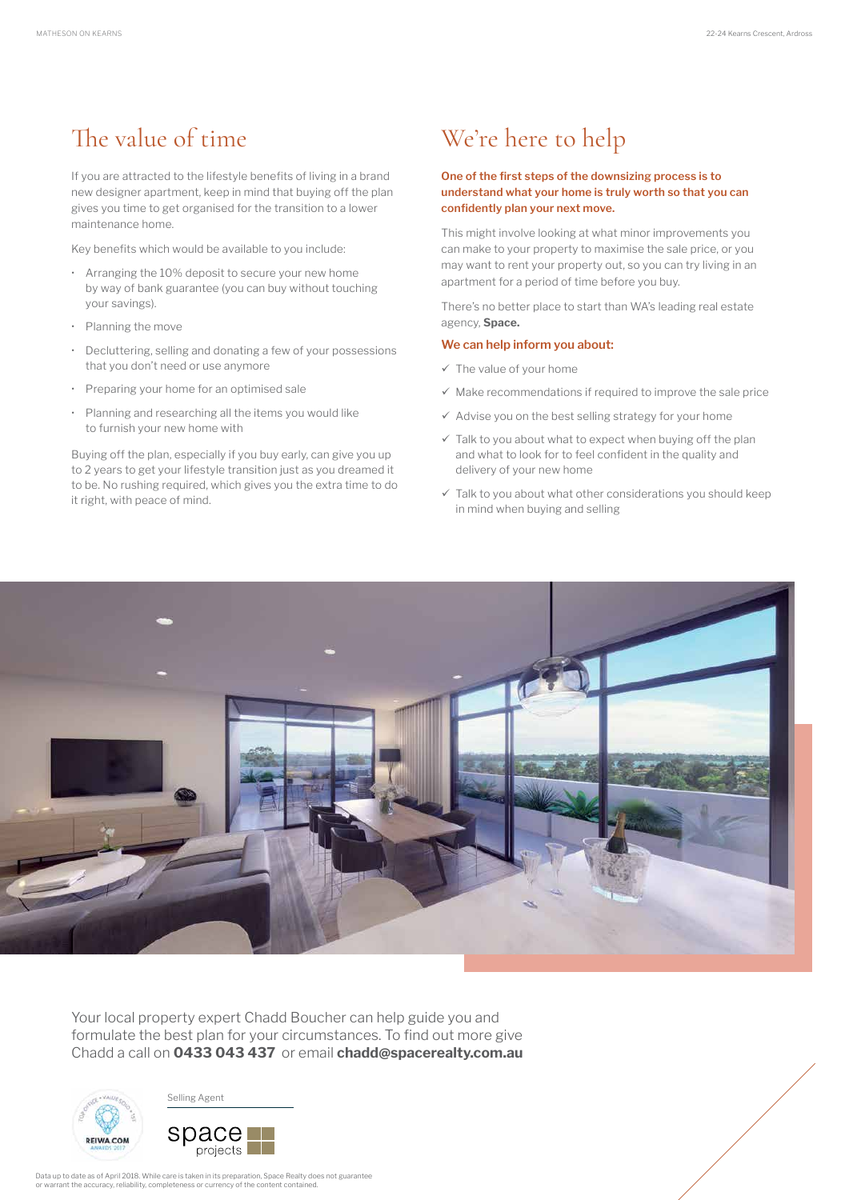## The value of time

If you are attracted to the lifestyle benefits of living in a brand new designer apartment, keep in mind that buying off the plan gives you time to get organised for the transition to a lower maintenance home.

Key benefits which would be available to you include:

- Arranging the 10% deposit to secure your new home by way of bank guarantee (you can buy without touching your savings).
- Planning the move
- Decluttering, selling and donating a few of your possessions that you don't need or use anymore
- Preparing your home for an optimised sale
- Planning and researching all the items you would like to furnish your new home with

Buying off the plan, especially if you buy early, can give you up to 2 years to get your lifestyle transition just as you dreamed it to be. No rushing required, which gives you the extra time to do it right, with peace of mind.

## We're here to help

**One of the first steps of the downsizing process is to understand what your home is truly worth so that you can confidently plan your next move.**

This might involve looking at what minor improvements you can make to your property to maximise the sale price, or you may want to rent your property out, so you can try living in an apartment for a period of time before you buy.

There's no better place to start than WA's leading real estate agency, **Space.**

**We can help inform you about:**

- ✓ The value of your home
- ✓ Make recommendations if required to improve the sale price
- ✓ Advise you on the best selling strategy for your home
- ✓ Talk to you about what to expect when buying off the plan and what to look for to feel confident in the quality and delivery of your new home
- ✓ Talk to you about what other considerations you should keep in mind when buying and selling

Your local property expert Chadd Boucher can help guide you and formulate the best plan for your circumstances. To find out more give Chadd a call on **0433 043 437** or email **chadd@spacerealty.com.au**

Selling Agent

space projects

Data up to date as of April 2018. While care is taken in its preparation, Space Realty does not guarantee or warrant the accuracy, reliability, completeness or currency of the content contained.